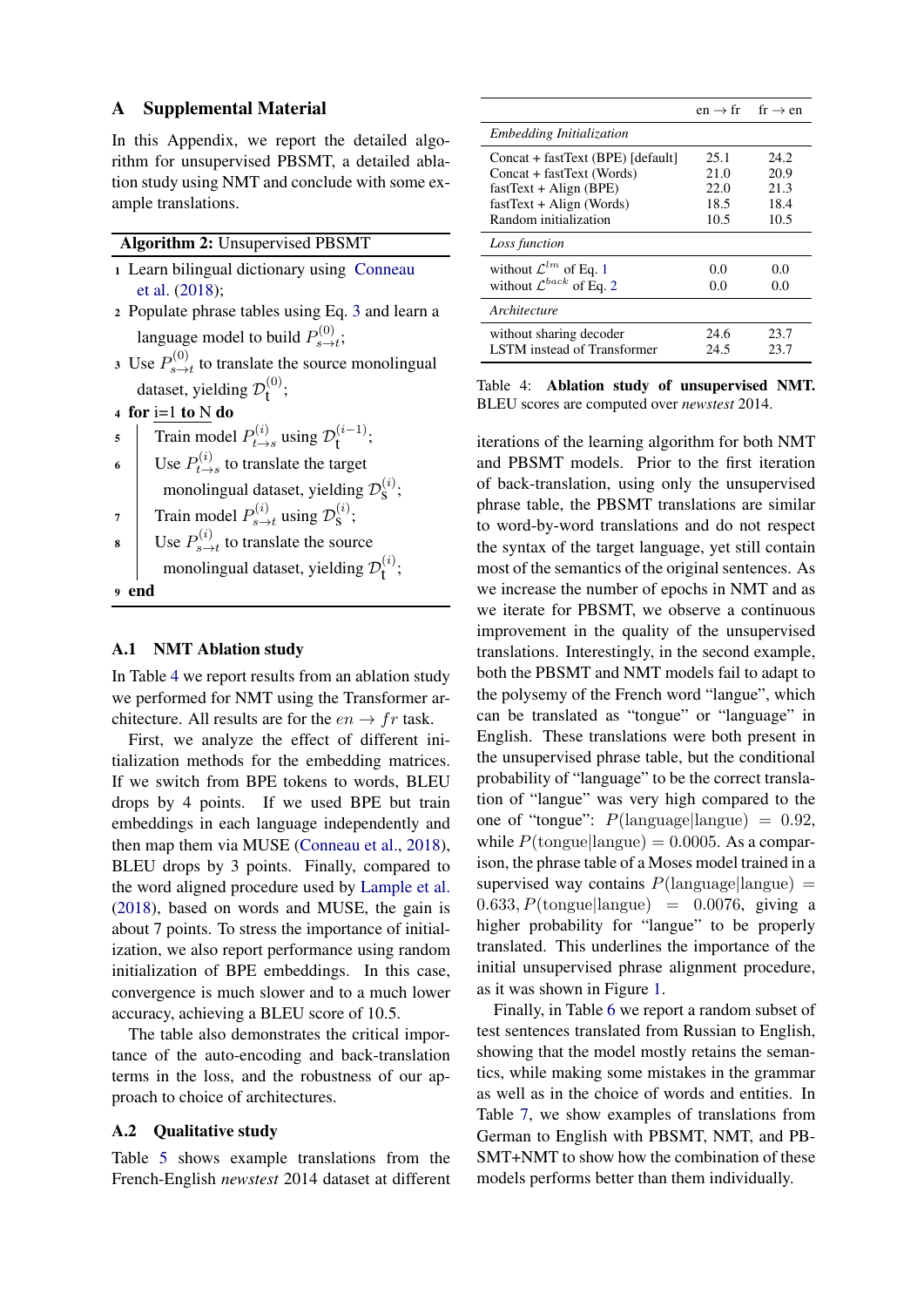# A Supplemental Material

In this Appendix, we report the detailed algorithm for unsupervised PBSMT, a detailed ablation study using NMT and conclude with some example translations.

**Algorithm 2:** Unsupervised PBSMT

1. Learn bilingual dictionary using Conneau et al. (2018);
2. Populate phrase tables using Eq. 3 and learn a language model to build $P^{(0)}_{s \to t}$;
3. Use $P^{(0)}_{s \to t}$ to translate the source monolingual dataset, yielding $\mathcal{D}^{(0)}_{\mathrm{t}}$;
4. **for** i=1 **to** N **do**
5. Train model $P^{(i)}_{t \to s}$ using $\mathcal{D}^{(i-1)}_{\mathrm{t}}$;
6. Use $P^{(i)}_{t \to s}$ to translate the target monolingual dataset, yielding $\mathcal{D}^{(i)}_{\mathrm{s}}$;
7. Train model $P^{(i)}_{s \to t}$ using $\mathcal{D}^{(i)}_{\mathrm{s}}$;
8. Use $P^{(i)}_{s \to t}$ to translate the source monolingual dataset, yielding $\mathcal{D}^{(i)}_{\mathrm{t}}$;
9. **end**

## A.1 NMT Ablation study

In Table 4 we report results from an ablation study we performed for NMT using the Transformer architecture. All results are for the $en \to fr$ task.

First, we analyze the effect of different initialization methods for the embedding matrices. If we switch from BPE tokens to words, BLEU drops by 4 points. If we used BPE but train embeddings in each language independently and then map them via MUSE (Conneau et al., 2018), BLEU drops by 3 points. Finally, compared to the word aligned procedure used by Lample et al. (2018), based on words and MUSE, the gain is about 7 points. To stress the importance of initialization, we also report performance using random initialization of BPE embeddings. In this case, convergence is much slower and to a much lower accuracy, achieving a BLEU score of 10.5.

The table also demonstrates the critical importance of the auto-encoding and back-translation terms in the loss, and the robustness of our approach to choice of architectures.

## A.2 Qualitative study

Table 5 shows example translations from the French-English *newstest* 2014 dataset at different iterations of the learning algorithm for both NMT and PBSMT models. Prior to the first iteration of back-translation, using only the unsupervised phrase table, the PBSMT translations are similar to word-by-word translations and do not respect the syntax of the target language, yet still contain most of the semantics of the original sentences. As we increase the number of epochs in NMT and as we iterate for PBSMT, we observe a continuous improvement in the quality of the unsupervised translations. Interestingly, in the second example, both the PBSMT and NMT models fail to adapt to the polysemy of the French word "langue", which can be translated as "tongue" or "language" in English. These translations were both present in the unsupervised phrase table, but the conditional probability of "language" to be the correct translation of "langue" was very high compared to the one of "tongue": $P(\text{language}|\text{langue}) = 0.92$, while $P(\text{tongue}|\text{langue}) = 0.0005$. As a comparison, the phrase table of a Moses model trained in a supervised way contains $P(\text{language}|\text{langue}) = 0.633$, $P(\text{tongue}|\text{langue}) = 0.0076$, giving a higher probability for "langue" to be properly translated. This underlines the importance of the initial unsupervised phrase alignment procedure, as it was shown in Figure 1.

Finally, in Table 6 we report a random subset of test sentences translated from Russian to English, showing that the model mostly retains the semantics, while making some mistakes in the grammar as well as in the choice of words and entities. In Table 7, we show examples of translations from German to English with PBSMT, NMT, and PBSMT+NMT to show how the combination of these models performs better than them individually.

| | en → fr | fr → en |
|---|---|---|
| *Embedding Initialization* | | |
| Concat + fastText (BPE) [default] | 25.1 | 24.2 |
| Concat + fastText (Words) | 21.0 | 20.9 |
| fastText + Align (BPE) | 22.0 | 21.3 |
| fastText + Align (Words) | 18.5 | 18.4 |
| Random initialization | 10.5 | 10.5 |
| *Loss function* | | |
| without $\mathcal{L}^{lm}$ of Eq. 1 | 0.0 | 0.0 |
| without $\mathcal{L}^{back}$ of Eq. 2 | 0.0 | 0.0 |
| *Architecture* | | |
| without sharing decoder | 24.6 | 23.7 |
| LSTM instead of Transformer | 24.5 | 23.7 |

Table 4: **Ablation study of unsupervised NMT.** BLEU scores are computed over *newstest* 2014.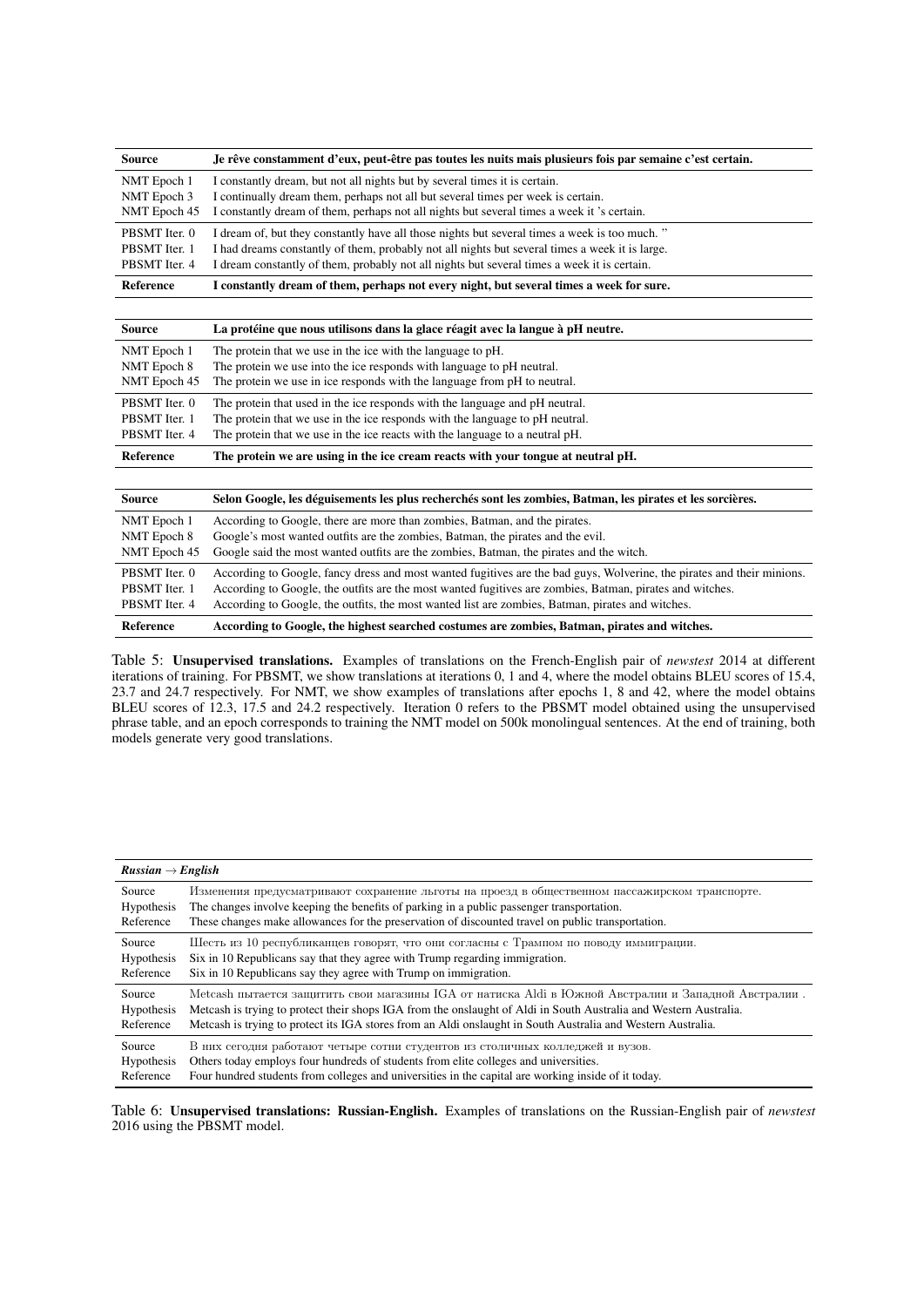| Source | **Je rêve constamment d'eux, peut-être pas toutes les nuits mais plusieurs fois par semaine c'est certain.** |
|---|---|
| NMT Epoch 1 | I constantly dream, but not all nights but by several times it is certain. |
| NMT Epoch 3 | I continually dream them, perhaps not all but several times per week is certain. |
| NMT Epoch 45 | I constantly dream of them, perhaps not all nights but several times a week it 's certain. |
| PBSMT Iter. 0 | I dream of, but they constantly have all those nights but several times a week is too much. " |
| PBSMT Iter. 1 | I had dreams constantly of them, probably not all nights but several times a week it is large. |
| PBSMT Iter. 4 | I dream constantly of them, probably not all nights but several times a week it is certain. |
| **Reference** | **I constantly dream of them, perhaps not every night, but several times a week for sure.** |

| Source | **La protéine que nous utilisons dans la glace réagit avec la langue à pH neutre.** |
|---|---|
| NMT Epoch 1 | The protein that we use in the ice with the language to pH. |
| NMT Epoch 8 | The protein we use into the ice responds with language to pH neutral. |
| NMT Epoch 45 | The protein we use in ice responds with the language from pH to neutral. |
| PBSMT Iter. 0 | The protein that used in the ice responds with the language and pH neutral. |
| PBSMT Iter. 1 | The protein that we use in the ice responds with the language to pH neutral. |
| PBSMT Iter. 4 | The protein that we use in the ice reacts with the language to a neutral pH. |
| **Reference** | **The protein we are using in the ice cream reacts with your tongue at neutral pH.** |

| Source | **Selon Google, les déguisements les plus recherchés sont les zombies, Batman, les pirates et les sorcières.** |
|---|---|
| NMT Epoch 1 | According to Google, there are more than zombies, Batman, and the pirates. |
| NMT Epoch 8 | Google's most wanted outfits are the zombies, Batman, the pirates and the evil. |
| NMT Epoch 45 | Google said the most wanted outfits are the zombies, Batman, the pirates and the witch. |
| PBSMT Iter. 0 | According to Google, fancy dress and most wanted fugitives are the bad guys, Wolverine, the pirates and their minions. |
| PBSMT Iter. 1 | According to Google, the outfits are the most wanted fugitives are zombies, Batman, pirates and witches. |
| PBSMT Iter. 4 | According to Google, the outfits, the most wanted list are zombies, Batman, pirates and witches. |
| **Reference** | **According to Google, the highest searched costumes are zombies, Batman, pirates and witches.** |

Table 5: **Unsupervised translations.** Examples of translations on the French-English pair of *newstest* 2014 at different iterations of training. For PBSMT, we show translations at iterations 0, 1 and 4, where the model obtains BLEU scores of 15.4, 23.7 and 24.7 respectively. For NMT, we show examples of translations after epochs 1, 8 and 42, where the model obtains BLEU scores of 12.3, 17.5 and 24.2 respectively. Iteration 0 refers to the PBSMT model obtained using the unsupervised phrase table, and an epoch corresponds to training the NMT model on 500k monolingual sentences. At the end of training, both models generate very good translations.

| ***Russian → English*** | |
|---|---|
| Source | Изменения предусматривают сохранение льготы на проезд в общественном пассажирском транспорте. |
| Hypothesis | The changes involve keeping the benefits of parking in a public passenger transportation. |
| Reference | These changes make allowances for the preservation of discounted travel on public transportation. |
| Source | Шесть из 10 республиканцев говорят, что они согласны с Трампом по поводу иммиграции. |
| Hypothesis | Six in 10 Republicans say that they agree with Trump regarding immigration. |
| Reference | Six in 10 Republicans say they agree with Trump on immigration. |
| Source | Metcash пытается защитить свои магазины IGA от натиска Aldi в Южной Австралии и Западной Австралии . |
| Hypothesis | Metcash is trying to protect their shops IGA from the onslaught of Aldi in South Australia and Western Australia. |
| Reference | Metcash is trying to protect its IGA stores from an Aldi onslaught in South Australia and Western Australia. |
| Source | В них сегодня работают четыре сотни студентов из столичных колледжей и вузов. |
| Hypothesis | Others today employs four hundreds of students from elite colleges and universities. |
| Reference | Four hundred students from colleges and universities in the capital are working inside of it today. |

Table 6: **Unsupervised translations: Russian-English.** Examples of translations on the Russian-English pair of *newstest* 2016 using the PBSMT model.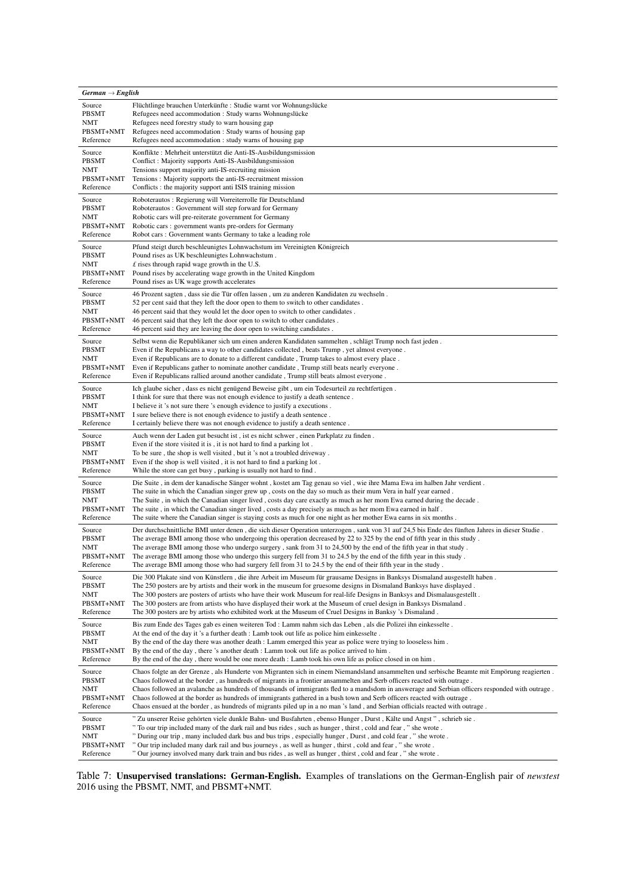| *German → English* | |
|---|---|
| Source | Flüchtlinge brauchen Unterkünfte : Studie warnt vor Wohnungslücke |
| PBSMT | Refugees need accommodation : Study warns Wohnungslücke |
| NMT | Refugees need forestry study to warn housing gap |
| PBSMT+NMT | Refugees need accommodation : Study warns of housing gap |
| Reference | Refugees need accommodation : study warns of housing gap |
| Source | Konflikte : Mehrheit unterstützt die Anti-IS-Ausbildungsmission |
| PBSMT | Conflict : Majority supports Anti-IS-Ausbildungsmission |
| NMT | Tensions support majority anti-IS-recruiting mission |
| PBSMT+NMT | Tensions : Majority supports the anti-IS-recruitment mission |
| Reference | Conflicts : the majority support anti ISIS training mission |
| Source | Roboterautos : Regierung will Vorreiterrolle für Deutschland |
| PBSMT | Roboterautos : Government will step forward for Germany |
| NMT | Robotic cars will pre-reiterate government for Germany |
| PBSMT+NMT | Robotic cars : government wants pre-orders for Germany |
| Reference | Robot cars : Government wants Germany to take a leading role |
| Source | Pfund steigt durch beschleunigtes Lohnwachstum im Vereinigten Königreich |
| PBSMT | Pound rises as UK beschleunigtes Lohnwachstum . |
| NMT | £ rises through rapid wage growth in the U.S. |
| PBSMT+NMT | Pound rises by accelerating wage growth in the United Kingdom |
| Reference | Pound rises as UK wage growth accelerates |
| Source | 46 Prozent sagten , dass sie die Tür offen lassen , um zu anderen Kandidaten zu wechseln . |
| PBSMT | 52 per cent said that they left the door open to them to switch to other candidates . |
| NMT | 46 percent said that they would let the door open to switch to other candidates . |
| PBSMT+NMT | 46 percent said that they left the door open to switch to other candidates . |
| Reference | 46 percent said they are leaving the door open to switching candidates . |
| Source | Selbst wenn die Republikaner sich um einen anderen Kandidaten sammelten , schlägt Trump noch fast jeden . |
| PBSMT | Even if the Republicans a way to other candidates collected , beats Trump , yet almost everyone . |
| NMT | Even if Republicans are to donate to a different candidate , Trump takes to almost every place . |
| PBSMT+NMT | Even if Republicans gather to nominate another candidate , Trump still beats nearly everyone . |
| Reference | Even if Republicans rallied around another candidate , Trump still beats almost everyone . |
| Source | Ich glaube sicher , dass es nicht genügend Beweise gibt , um ein Todesurteil zu rechtfertigen . |
| PBSMT | I think for sure that there was not enough evidence to justify a death sentence . |
| NMT | I believe it 's not sure there 's enough evidence to justify a executions . |
| PBSMT+NMT | I sure believe there is not enough evidence to justify a death sentence . |
| Reference | I certainly believe there was not enough evidence to justify a death sentence . |
| Source | Auch wenn der Laden gut besucht ist , ist es nicht schwer , einen Parkplatz zu finden . |
| PBSMT | Even if the store visited it is , it is not hard to find a parking lot . |
| NMT | To be sure , the shop is well visited , but it 's not a troubled driveway . |
| PBSMT+NMT | Even if the shop is well visited , it is not hard to find a parking lot . |
| Reference | While the store can get busy , parking is usually not hard to find . |
| Source | Die Suite , in dem der kanadische Sänger wohnt , kostet am Tag genau so viel , wie ihre Mama Ewa im halben Jahr verdient . |
| PBSMT | The suite in which the Canadian singer grew up , costs on the day so much as their mum Vera in half year earned . |
| NMT | The Suite , in which the Canadian singer lived , costs day care exactly as much as her mom Ewa earned during the decade . |
| PBSMT+NMT | The suite , in which the Canadian singer lived , costs a day precisely as much as her mom Ewa earned in half . |
| Reference | The suite where the Canadian singer is staying costs as much for one night as her mother Ewa earns in six months . |
| Source | Der durchschnittliche BMI unter denen , die sich dieser Operation unterzogen , sank von 31 auf 24,5 bis Ende des fünften Jahres in dieser Studie . |
| PBSMT | The average BMI among those who undergoing this operation decreased by 22 to 325 by the end of fifth year in this study . |
| NMT | The average BMI among those who undergo surgery , sank from 31 to 24,500 by the end of the fifth year in that study . |
| PBSMT+NMT | The average BMI among those who undergo this surgery fell from 31 to 24.5 by the end of the fifth year in this study . |
| Reference | The average BMI among those who had surgery fell from 31 to 24.5 by the end of their fifth year in the study . |
| Source | Die 300 Plakate sind von Künstlern , die ihre Arbeit im Museum für grausame Designs in Banksys Dismaland ausgestellt haben . |
| PBSMT | The 250 posters are by artists and their work in the museum for gruesome designs in Dismaland Banksys have displayed . |
| NMT | The 300 posters are posters of artists who have their work Museum for real-life Designs in Banksys and Dismalausgestellt . |
| PBSMT+NMT | The 300 posters are from artists who have displayed their work at the Museum of cruel design in Banksys Dismaland . |
| Reference | The 300 posters are by artists who exhibited work at the Museum of Cruel Designs in Banksy 's Dismaland . |
| Source | Bis zum Ende des Tages gab es einen weiteren Tod : Lamm nahm sich das Leben , als die Polizei ihn einkesselte . |
| PBSMT | At the end of the day it 's a further death : Lamb took out life as police him einkesselte . |
| NMT | By the end of the day there was another death : Lamm emerged this year as police were trying to looseless him . |
| PBSMT+NMT | By the end of the day , there 's another death : Lamm took out life as police arrived to him . |
| Reference | By the end of the day , there would be one more death : Lamb took his own life as police closed in on him . |
| Source | Chaos folgte an der Grenze , als Hunderte von Migranten sich in einem Niemandsland ansammelten und serbische Beamte mit Empörung reagierten . |
| PBSMT | Chaos followed at the border , as hundreds of migrants in a frontier ansammelten and Serb officers reacted with outrage . |
| NMT | Chaos followed an avalanche as hundreds of thousands of immigrants fled to a mandsdom in answerage and Serbian officers responded with outrage . |
| PBSMT+NMT | Chaos followed at the border as hundreds of immigrants gathered in a bush town and Serb officers reacted with outrage . |
| Reference | Chaos ensued at the border , as hundreds of migrants piled up in a no man 's land , and Serbian officials reacted with outrage . |
| Source | " Zu unserer Reise gehörten viele dunkle Bahn- und Busfahrten , ebenso Hunger , Durst , Kälte und Angst " , schrieb sie . |
| PBSMT | " To our trip included many of the dark rail and bus rides , such as hunger , thirst , cold and fear , " she wrote . |
| NMT | " During our trip , many included dark bus and bus trips , especially hunger , Durst , and cold fear , " she wrote . |
| PBSMT+NMT | " Our trip included many dark rail and bus journeys , as well as hunger , thirst , cold and fear , " she wrote . |
| Reference | " Our journey involved many dark train and bus rides , as well as hunger , thirst , cold and fear , " she wrote . |

Table 7: **Unsupervised translations: German-English.** Examples of translations on the German-English pair of *newstest* 2016 using the PBSMT, NMT, and PBSMT+NMT.